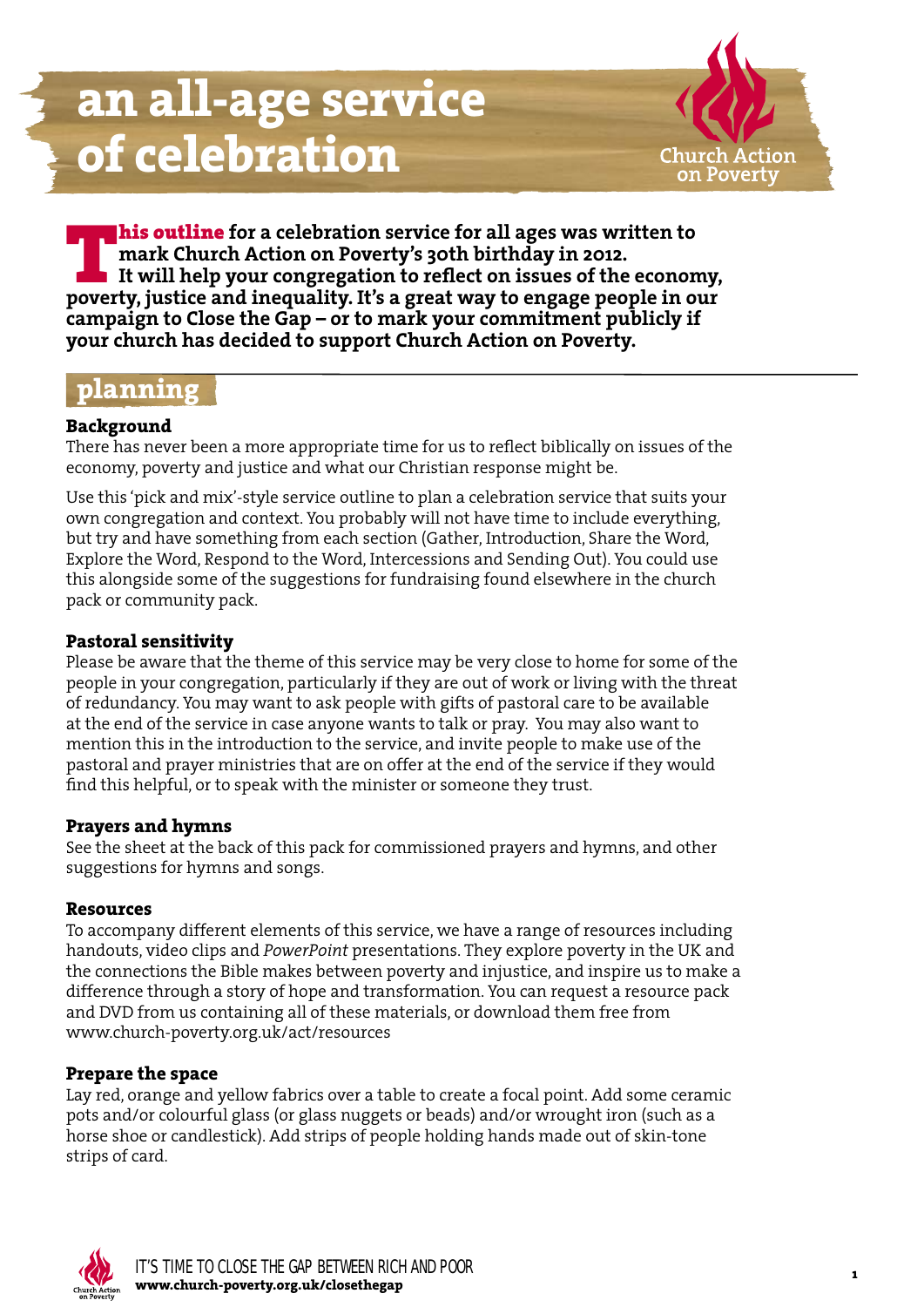# an all-age service of celebration

Church Action on Poverty

**This outline for a celebration service for all ages was written to mark Church Action on Poverty's 30th birthday in 2012. It will help your congregation to reflect on issues of the economy, poverty, justice and inequality. It's a great way to engage people in our campaign to Close the Gap – or to mark your commitment publicly if your church has decided to support Church Action on Poverty.**

## planning

### Background

There has never been a more appropriate time for us to reflect biblically on issues of the economy, poverty and justice and what our Christian response might be.

Use this 'pick and mix'-style service outline to plan a celebration service that suits your own congregation and context. You probably will not have time to include everything, but try and have something from each section (Gather, Introduction, Share the Word, Explore the Word, Respond to the Word, Intercessions and Sending Out). You could use this alongside some of the suggestions for fundraising found elsewhere in the church pack or community pack.

### Pastoral sensitivity

Please be aware that the theme of this service may be very close to home for some of the people in your congregation, particularly if they are out of work or living with the threat of redundancy. You may want to ask people with gifts of pastoral care to be available at the end of the service in case anyone wants to talk or pray. You may also want to mention this in the introduction to the service, and invite people to make use of the pastoral and prayer ministries that are on offer at the end of the service if they would find this helpful, or to speak with the minister or someone they trust.

### Prayers and hymns

See the sheet at the back of this pack for commissioned prayers and hymns, and other suggestions for hymns and songs.

### Resources

To accompany different elements of this service, we have a range of resources including handouts, video clips and *PowerPoint* presentations. They explore poverty in the UK and the connections the Bible makes between poverty and injustice, and inspire us to make a difference through a story of hope and transformation. You can request a resource pack and DVD from us containing all of these materials, or download them free from www.church-poverty.org.uk/act/resources

### Prepare the space

Lay red, orange and yellow fabrics over a table to create a focal point. Add some ceramic pots and/or colourful glass (or glass nuggets or beads) and/or wrought iron (such as a horse shoe or candlestick). Add strips of people holding hands made out of skin-tone strips of card.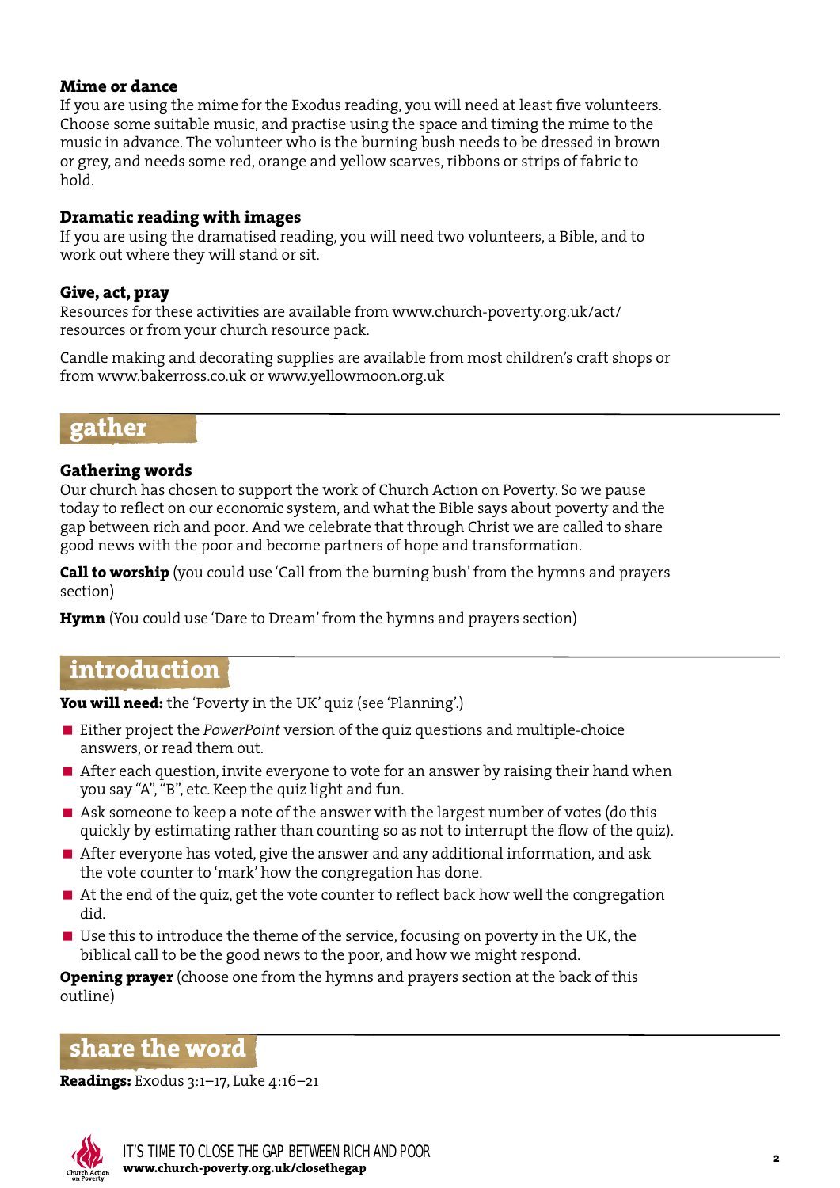### Mime or dance

If you are using the mime for the Exodus reading, you will need at least five volunteers. Choose some suitable music, and practise using the space and timing the mime to the music in advance. The volunteer who is the burning bush needs to be dressed in brown or grey, and needs some red, orange and yellow scarves, ribbons or strips of fabric to hold.

### Dramatic reading with images

If you are using the dramatised reading, you will need two volunteers, a Bible, and to work out where they will stand or sit.

### Give, act, pray

Resources for these activities are available from www.church-poverty.org.uk/act/resources or from your church resource pack.

Candle making and decorating supplies are available from most children's craft shops or from www.bakerross.co.uk or www.yellowmoon.org.uk

## gather

### Gathering words

Our church has chosen to support the work of Church Action on Poverty. So we pause today to reflect on our economic system, and what the Bible says about poverty and the gap between rich and poor. And we celebrate that through Christ we are called to share good news with the poor and become partners of hope and transformation.

**Call to worship** (you could use 'Call from the burning bush' from the hymns and prayers section)

**Hymn** (You could use 'Dare to Dream' from the hymns and prayers section)

## introduction

**You will need:** the 'Poverty in the UK' quiz (see 'Planning'.)

- Either project the *PowerPoint* version of the quiz questions and multiple-choice answers, or read them out.
- After each question, invite everyone to vote for an answer by raising their hand when you say "A", "B", etc. Keep the quiz light and fun.
- Ask someone to keep a note of the answer with the largest number of votes (do this quickly by estimating rather than counting so as not to interrupt the flow of the quiz).
- After everyone has voted, give the answer and any additional information, and ask the vote counter to 'mark' how the congregation has done.
- At the end of the quiz, get the vote counter to reflect back how well the congregation did.
- Use this to introduce the theme of the service, focusing on poverty in the UK, the biblical call to be the good news to the poor, and how we might respond.

**Opening prayer** (choose one from the hymns and prayers section at the back of this outline)

## share the word

**Readings:** Exodus 3:1–17, Luke 4:16–21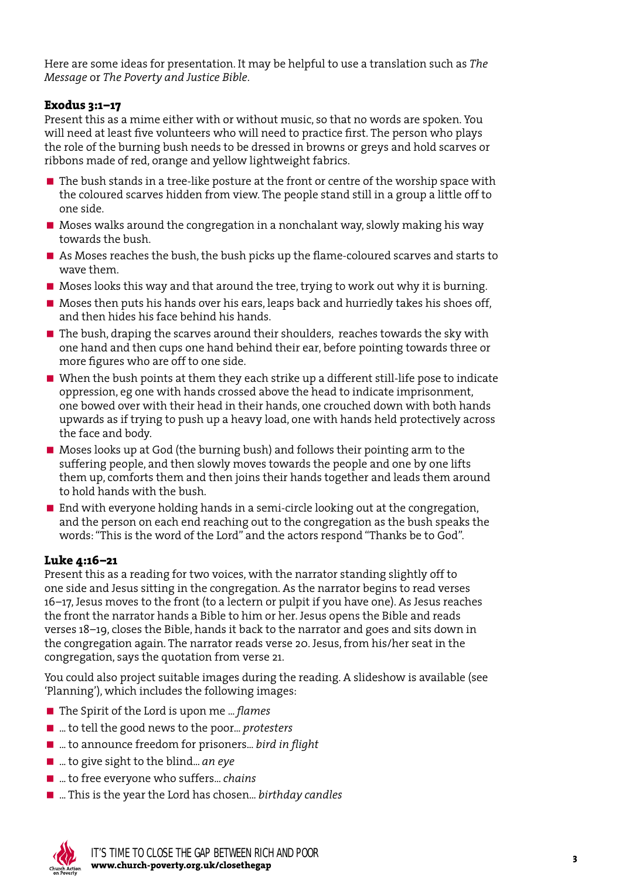Here are some ideas for presentation. It may be helpful to use a translation such as *The Message* or *The Poverty and Justice Bible*.

### Exodus 3:1–17

Present this as a mime either with or without music, so that no words are spoken. You will need at least five volunteers who will need to practice first. The person who plays the role of the burning bush needs to be dressed in browns or greys and hold scarves or ribbons made of red, orange and yellow lightweight fabrics.

- The bush stands in a tree-like posture at the front or centre of the worship space with the coloured scarves hidden from view. The people stand still in a group a little off to one side.
- Moses walks around the congregation in a nonchalant way, slowly making his way towards the bush.
- As Moses reaches the bush, the bush picks up the flame-coloured scarves and starts to wave them.
- Moses looks this way and that around the tree, trying to work out why it is burning.
- Moses then puts his hands over his ears, leaps back and hurriedly takes his shoes off, and then hides his face behind his hands.
- The bush, draping the scarves around their shoulders, reaches towards the sky with one hand and then cups one hand behind their ear, before pointing towards three or more figures who are off to one side.
- When the bush points at them they each strike up a different still-life pose to indicate oppression, eg one with hands crossed above the head to indicate imprisonment, one bowed over with their head in their hands, one crouched down with both hands upwards as if trying to push up a heavy load, one with hands held protectively across the face and body.
- Moses looks up at God (the burning bush) and follows their pointing arm to the suffering people, and then slowly moves towards the people and one by one lifts them up, comforts them and then joins their hands together and leads them around to hold hands with the bush.
- End with everyone holding hands in a semi-circle looking out at the congregation, and the person on each end reaching out to the congregation as the bush speaks the words: "This is the word of the Lord" and the actors respond "Thanks be to God".

### Luke 4:16–21

Present this as a reading for two voices, with the narrator standing slightly off to one side and Jesus sitting in the congregation. As the narrator begins to read verses 16–17, Jesus moves to the front (to a lectern or pulpit if you have one). As Jesus reaches the front the narrator hands a Bible to him or her. Jesus opens the Bible and reads verses 18–19, closes the Bible, hands it back to the narrator and goes and sits down in the congregation again. The narrator reads verse 20. Jesus, from his/her seat in the congregation, says the quotation from verse 21.

You could also project suitable images during the reading. A slideshow is available (see 'Planning'), which includes the following images:

- The Spirit of the Lord is upon me ... *flames*
- ... to tell the good news to the poor... *protesters*
- ... to announce freedom for prisoners... *bird in flight*
- ... to give sight to the blind... *an eye*
- ... to free everyone who suffers... *chains*
- ... This is the year the Lord has chosen... *birthday candles*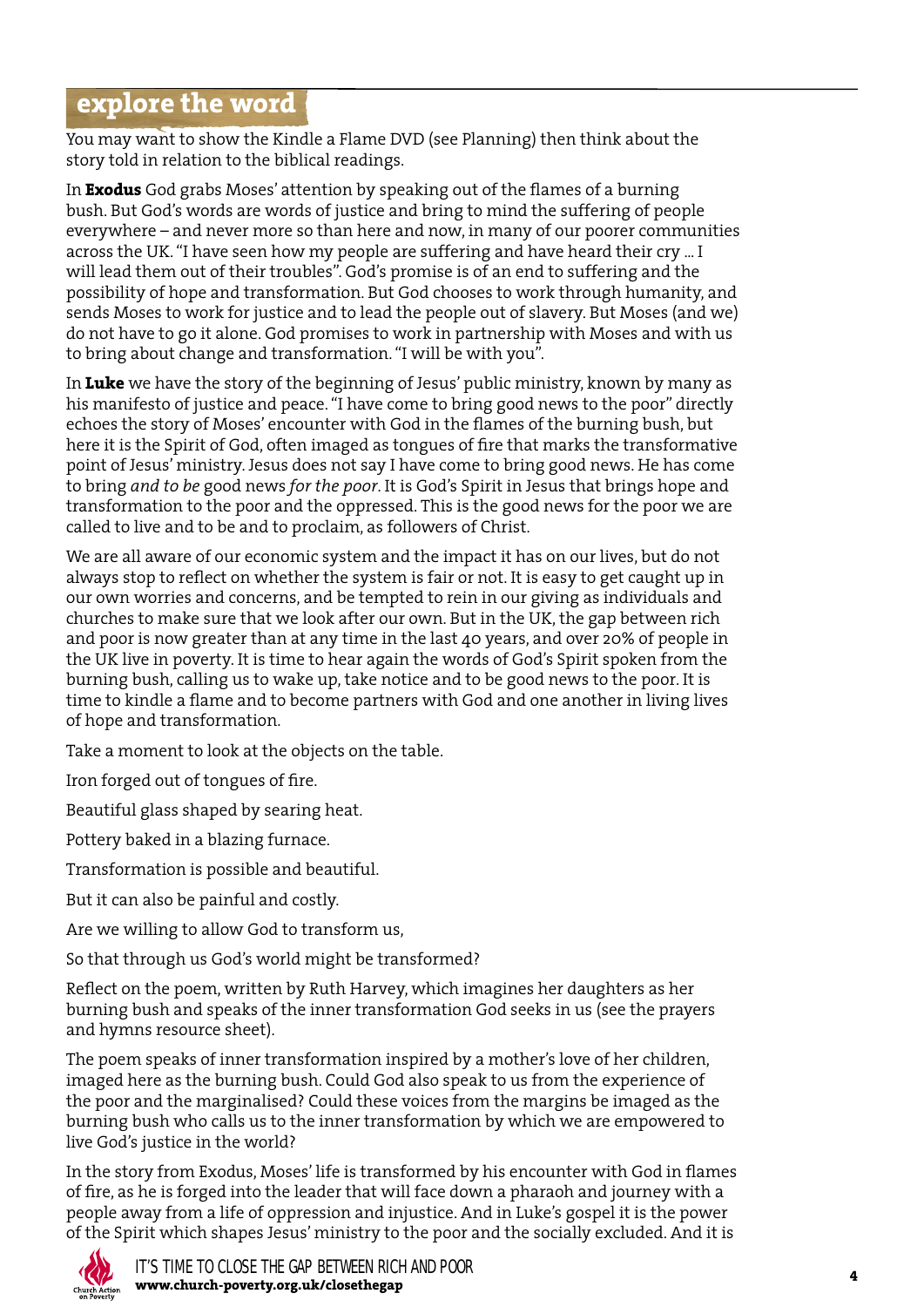## explore the word

You may want to show the Kindle a Flame DVD (see Planning) then think about the story told in relation to the biblical readings.

In **Exodus** God grabs Moses' attention by speaking out of the flames of a burning bush. But God's words are words of justice and bring to mind the suffering of people everywhere – and never more so than here and now, in many of our poorer communities across the UK. "I have seen how my people are suffering and have heard their cry … I will lead them out of their troubles". God's promise is of an end to suffering and the possibility of hope and transformation. But God chooses to work through humanity, and sends Moses to work for justice and to lead the people out of slavery. But Moses (and we) do not have to go it alone. God promises to work in partnership with Moses and with us to bring about change and transformation. "I will be with you".

In **Luke** we have the story of the beginning of Jesus' public ministry, known by many as his manifesto of justice and peace. "I have come to bring good news to the poor" directly echoes the story of Moses' encounter with God in the flames of the burning bush, but here it is the Spirit of God, often imaged as tongues of fire that marks the transformative point of Jesus' ministry. Jesus does not say I have come to bring good news. He has come to bring *and to be* good news *for the poor*. It is God's Spirit in Jesus that brings hope and transformation to the poor and the oppressed. This is the good news for the poor we are called to live and to be and to proclaim, as followers of Christ.

We are all aware of our economic system and the impact it has on our lives, but do not always stop to reflect on whether the system is fair or not. It is easy to get caught up in our own worries and concerns, and be tempted to rein in our giving as individuals and churches to make sure that we look after our own. But in the UK, the gap between rich and poor is now greater than at any time in the last 40 years, and over 20% of people in the UK live in poverty. It is time to hear again the words of God's Spirit spoken from the burning bush, calling us to wake up, take notice and to be good news to the poor. It is time to kindle a flame and to become partners with God and one another in living lives of hope and transformation.

Take a moment to look at the objects on the table.

Iron forged out of tongues of fire.

Beautiful glass shaped by searing heat.

Pottery baked in a blazing furnace.

Transformation is possible and beautiful.

But it can also be painful and costly.

Are we willing to allow God to transform us,

So that through us God's world might be transformed?

Reflect on the poem, written by Ruth Harvey, which imagines her daughters as her burning bush and speaks of the inner transformation God seeks in us (see the prayers and hymns resource sheet).

The poem speaks of inner transformation inspired by a mother's love of her children, imaged here as the burning bush. Could God also speak to us from the experience of the poor and the marginalised? Could these voices from the margins be imaged as the burning bush who calls us to the inner transformation by which we are empowered to live God's justice in the world?

In the story from Exodus, Moses' life is transformed by his encounter with God in flames of fire, as he is forged into the leader that will face down a pharaoh and journey with a people away from a life of oppression and injustice. And in Luke's gospel it is the power of the Spirit which shapes Jesus' ministry to the poor and the socially excluded. And it is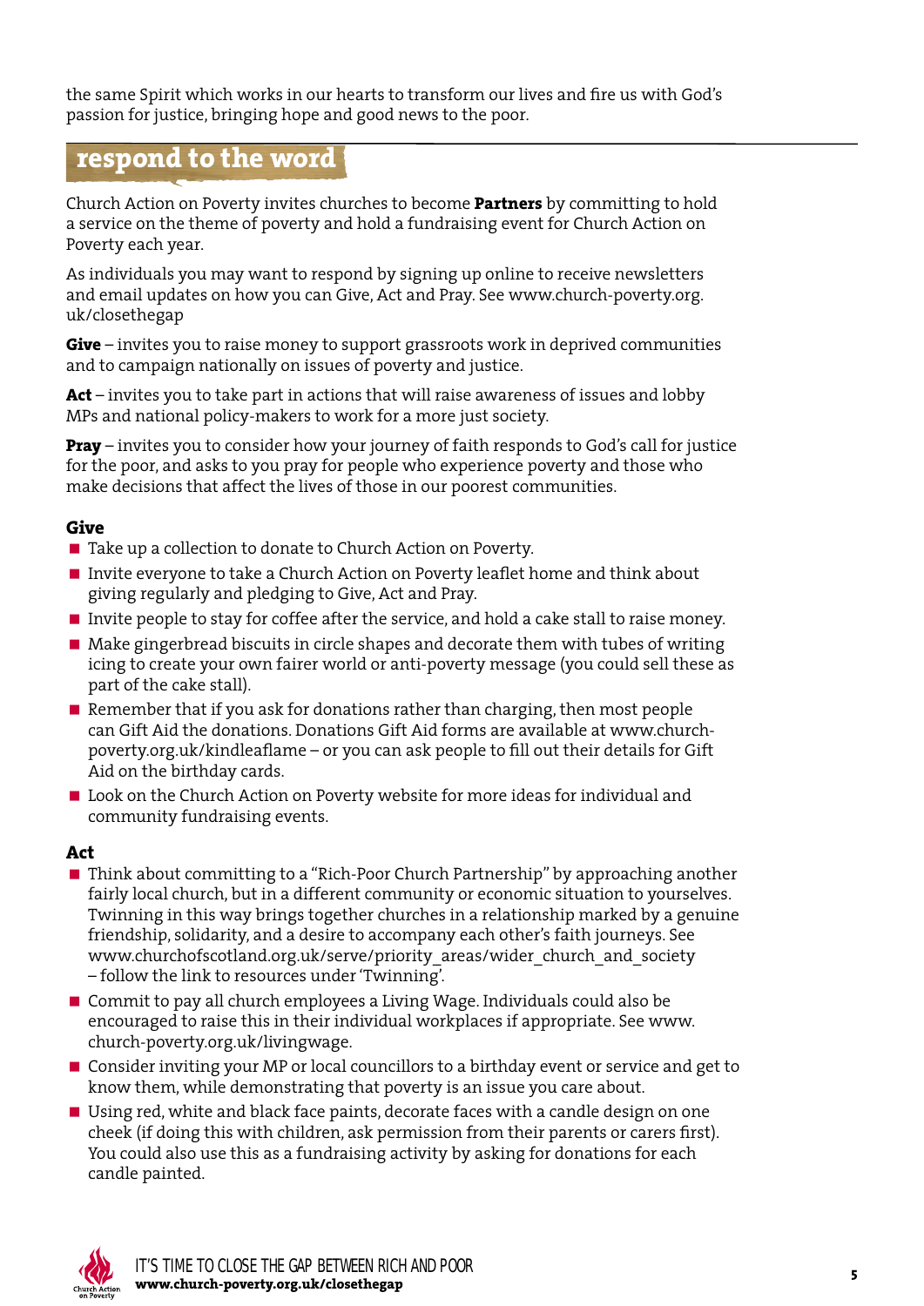the same Spirit which works in our hearts to transform our lives and fire us with God's passion for justice, bringing hope and good news to the poor.

## respond to the word

Church Action on Poverty invites churches to become **Partners** by committing to hold a service on the theme of poverty and hold a fundraising event for Church Action on Poverty each year.

As individuals you may want to respond by signing up online to receive newsletters and email updates on how you can Give, Act and Pray. See www.church-poverty.org.uk/closethegap

**Give** – invites you to raise money to support grassroots work in deprived communities and to campaign nationally on issues of poverty and justice.

**Act** – invites you to take part in actions that will raise awareness of issues and lobby MPs and national policy-makers to work for a more just society.

**Pray** – invites you to consider how your journey of faith responds to God's call for justice for the poor, and asks to you pray for people who experience poverty and those who make decisions that affect the lives of those in our poorest communities.

### Give

- Take up a collection to donate to Church Action on Poverty.
- Invite everyone to take a Church Action on Poverty leaflet home and think about giving regularly and pledging to Give, Act and Pray.
- Invite people to stay for coffee after the service, and hold a cake stall to raise money.
- Make gingerbread biscuits in circle shapes and decorate them with tubes of writing icing to create your own fairer world or anti-poverty message (you could sell these as part of the cake stall).
- Remember that if you ask for donations rather than charging, then most people can Gift Aid the donations. Donations Gift Aid forms are available at www.church-poverty.org.uk/kindleaflame – or you can ask people to fill out their details for Gift Aid on the birthday cards.
- Look on the Church Action on Poverty website for more ideas for individual and community fundraising events.

### Act

- Think about committing to a "Rich-Poor Church Partnership" by approaching another fairly local church, but in a different community or economic situation to yourselves. Twinning in this way brings together churches in a relationship marked by a genuine friendship, solidarity, and a desire to accompany each other's faith journeys. See www.churchofscotland.org.uk/serve/priority_areas/wider_church_and_society – follow the link to resources under 'Twinning'.
- Commit to pay all church employees a Living Wage. Individuals could also be encouraged to raise this in their individual workplaces if appropriate. See www.church-poverty.org.uk/livingwage.
- Consider inviting your MP or local councillors to a birthday event or service and get to know them, while demonstrating that poverty is an issue you care about.
- Using red, white and black face paints, decorate faces with a candle design on one cheek (if doing this with children, ask permission from their parents or carers first). You could also use this as a fundraising activity by asking for donations for each candle painted.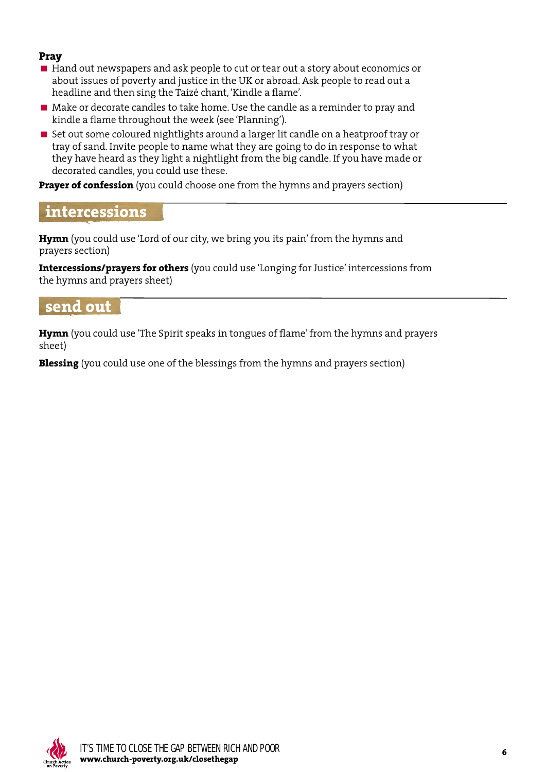**Pray**

- Hand out newspapers and ask people to cut or tear out a story about economics or about issues of poverty and justice in the UK or abroad. Ask people to read out a headline and then sing the Taizé chant, 'Kindle a flame'.
- Make or decorate candles to take home. Use the candle as a reminder to pray and kindle a flame throughout the week (see 'Planning').
- Set out some coloured nightlights around a larger lit candle on a heatproof tray or tray of sand. Invite people to name what they are going to do in response to what they have heard as they light a nightlight from the big candle. If you have made or decorated candles, you could use these.

**Prayer of confession** (you could choose one from the hymns and prayers section)

## intercessions

**Hymn** (you could use 'Lord of our city, we bring you its pain' from the hymns and prayers section)

**Intercessions/prayers for others** (you could use 'Longing for Justice' intercessions from the hymns and prayers sheet)

## send out

**Hymn** (you could use 'The Spirit speaks in tongues of flame' from the hymns and prayers sheet)

**Blessing** (you could use one of the blessings from the hymns and prayers section)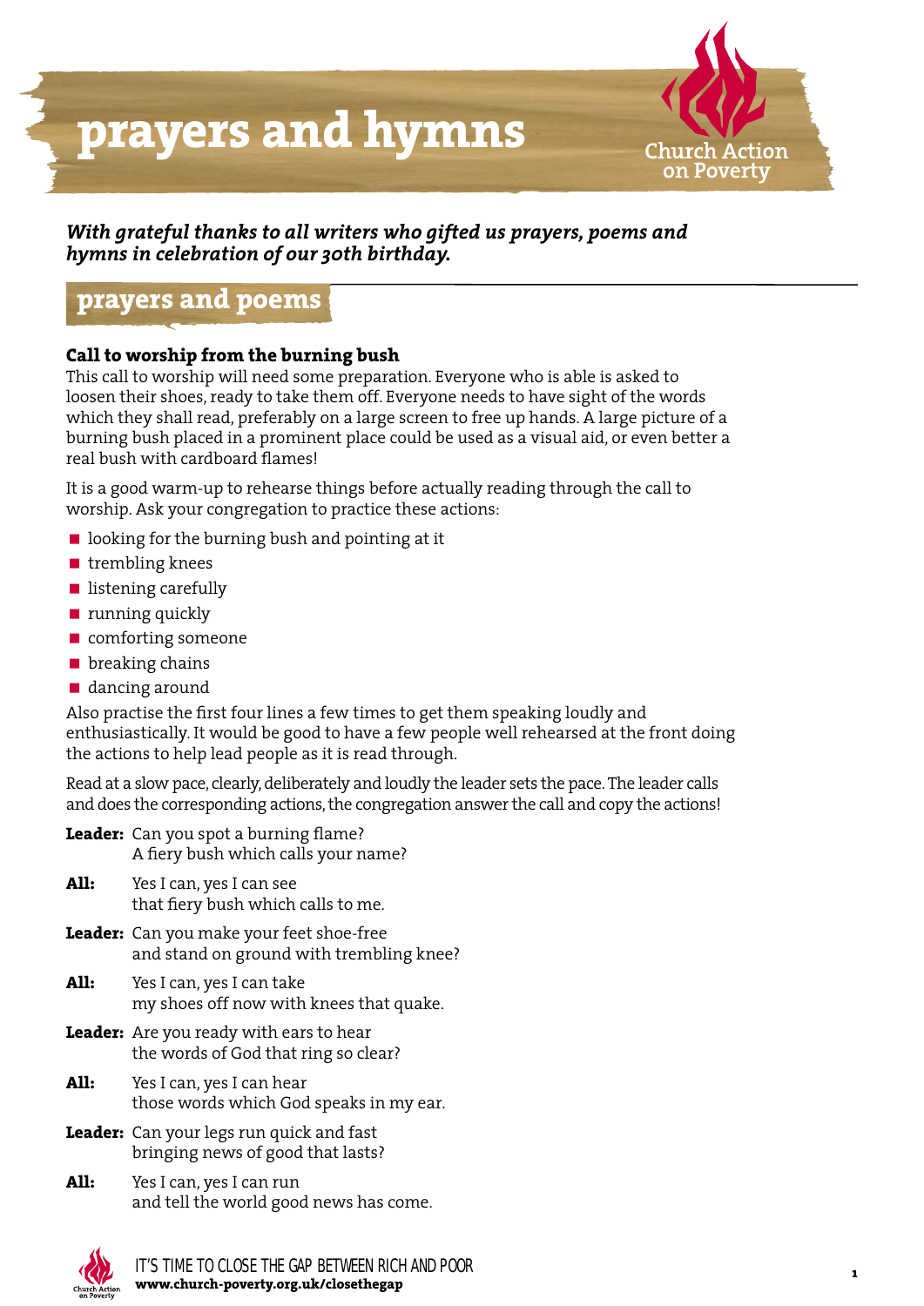# prayers and hymns

*With grateful thanks to all writers who gifted us prayers, poems and hymns in celebration of our 30th birthday.*

## prayers and poems

### Call to worship from the burning bush

This call to worship will need some preparation. Everyone who is able is asked to loosen their shoes, ready to take them off. Everyone needs to have sight of the words which they shall read, preferably on a large screen to free up hands. A large picture of a burning bush placed in a prominent place could be used as a visual aid, or even better a real bush with cardboard flames!

It is a good warm-up to rehearse things before actually reading through the call to worship. Ask your congregation to practice these actions:

- looking for the burning bush and pointing at it
- trembling knees
- listening carefully
- running quickly
- comforting someone
- breaking chains
- dancing around

Also practise the first four lines a few times to get them speaking loudly and enthusiastically. It would be good to have a few people well rehearsed at the front doing the actions to help lead people as it is read through.

Read at a slow pace, clearly, deliberately and loudly the leader sets the pace. The leader calls and does the corresponding actions, the congregation answer the call and copy the actions!

**Leader:** Can you spot a burning flame?
A fiery bush which calls your name?

**All:** Yes I can, yes I can see
that fiery bush which calls to me.

**Leader:** Can you make your feet shoe-free
and stand on ground with trembling knee?

**All:** Yes I can, yes I can take
my shoes off now with knees that quake.

**Leader:** Are you ready with ears to hear
the words of God that ring so clear?

**All:** Yes I can, yes I can hear
those words which God speaks in my ear.

**Leader:** Can your legs run quick and fast
bringing news of good that lasts?

**All:** Yes I can, yes I can run
and tell the world good news has come.

IT'S TIME TO CLOSE THE GAP BETWEEN RICH AND POOR
**www.church-poverty.org.uk/closethegap**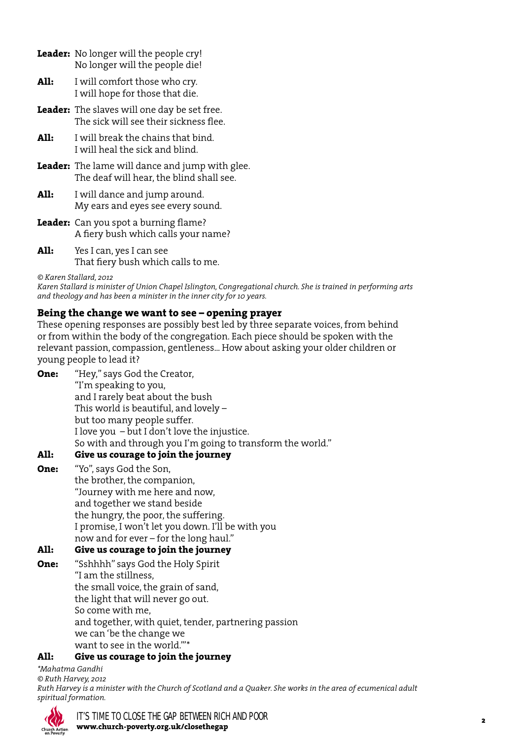**Leader:** No longer will the people cry!
No longer will the people die!

**All:** I will comfort those who cry.
I will hope for those that die.

**Leader:** The slaves will one day be set free.
The sick will see their sickness flee.

**All:** I will break the chains that bind.
I will heal the sick and blind.

**Leader:** The lame will dance and jump with glee.
The deaf will hear, the blind shall see.

**All:** I will dance and jump around.
My ears and eyes see every sound.

**Leader:** Can you spot a burning flame?
A fiery bush which calls your name?

**All:** Yes I can, yes I can see
That fiery bush which calls to me.

*© Karen Stallard, 2012*
*Karen Stallard is minister of Union Chapel Islington, Congregational church. She is trained in performing arts and theology and has been a minister in the inner city for 10 years.*

### Being the change we want to see – opening prayer

These opening responses are possibly best led by three separate voices, from behind or from within the body of the congregation. Each piece should be spoken with the relevant passion, compassion, gentleness... How about asking your older children or young people to lead it?

**One:** "Hey," says God the Creator,
"I'm speaking to you,
and I rarely beat about the bush
This world is beautiful, and lovely –
but too many people suffer.
I love you – but I don't love the injustice.
So with and through you I'm going to transform the world."

**All: Give us courage to join the journey**

**One:** "Yo", says God the Son,
the brother, the companion,
"Journey with me here and now,
and together we stand beside
the hungry, the poor, the suffering.
I promise, I won't let you down. I'll be with you
now and for ever – for the long haul."

**All: Give us courage to join the journey**

**One:** "Sshhhh" says God the Holy Spirit
"I am the stillness,
the small voice, the grain of sand,
the light that will never go out.
So come with me,
and together, with quiet, tender, partnering passion
we can 'be the change we
want to see in the world.'"*

**All: Give us courage to join the journey**

*\*Mahatma Gandhi*
*© Ruth Harvey, 2012*
*Ruth Harvey is a minister with the Church of Scotland and a Quaker. She works in the area of ecumenical adult spiritual formation.*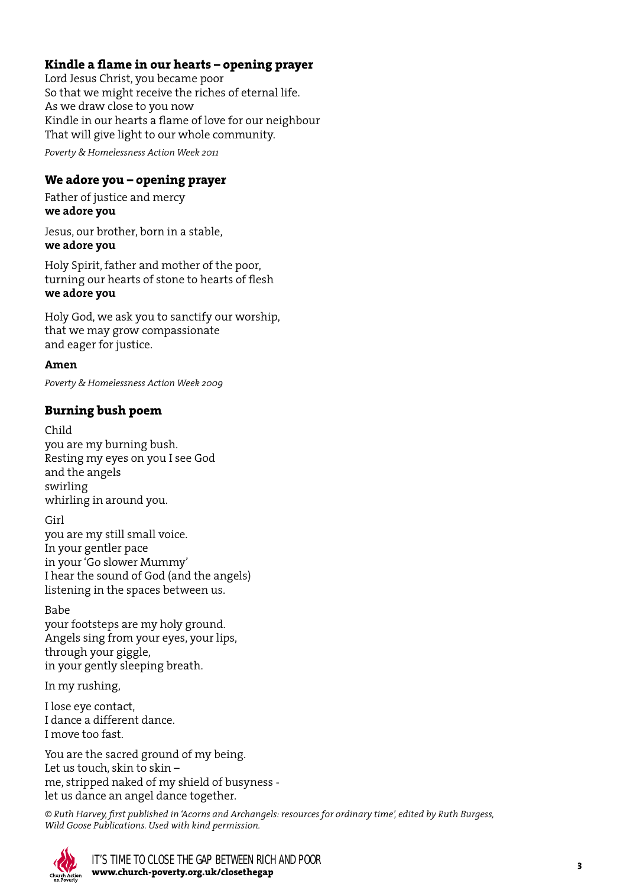### Kindle a flame in our hearts – opening prayer

Lord Jesus Christ, you became poor  
So that we might receive the riches of eternal life.  
As we draw close to you now  
Kindle in our hearts a flame of love for our neighbour  
That will give light to our whole community.

*Poverty & Homelessness Action Week 2011*

### We adore you – opening prayer

Father of justice and mercy  
**we adore you**

Jesus, our brother, born in a stable,  
**we adore you**

Holy Spirit, father and mother of the poor,  
turning our hearts of stone to hearts of flesh  
**we adore you**

Holy God, we ask you to sanctify our worship,  
that we may grow compassionate  
and eager for justice.

**Amen**

*Poverty & Homelessness Action Week 2009*

### Burning bush poem

Child  
you are my burning bush.  
Resting my eyes on you I see God  
and the angels  
swirling  
whirling in around you.

Girl  
you are my still small voice.  
In your gentler pace  
in your 'Go slower Mummy'  
I hear the sound of God (and the angels)  
listening in the spaces between us.

Babe  
your footsteps are my holy ground.  
Angels sing from your eyes, your lips,  
through your giggle,  
in your gently sleeping breath.

In my rushing,

I lose eye contact,  
I dance a different dance.  
I move too fast.

You are the sacred ground of my being.  
Let us touch, skin to skin –  
me, stripped naked of my shield of busyness -  
let us dance an angel dance together.

*© Ruth Harvey, first published in 'Acorns and Archangels: resources for ordinary time', edited by Ruth Burgess, Wild Goose Publications. Used with kind permission.*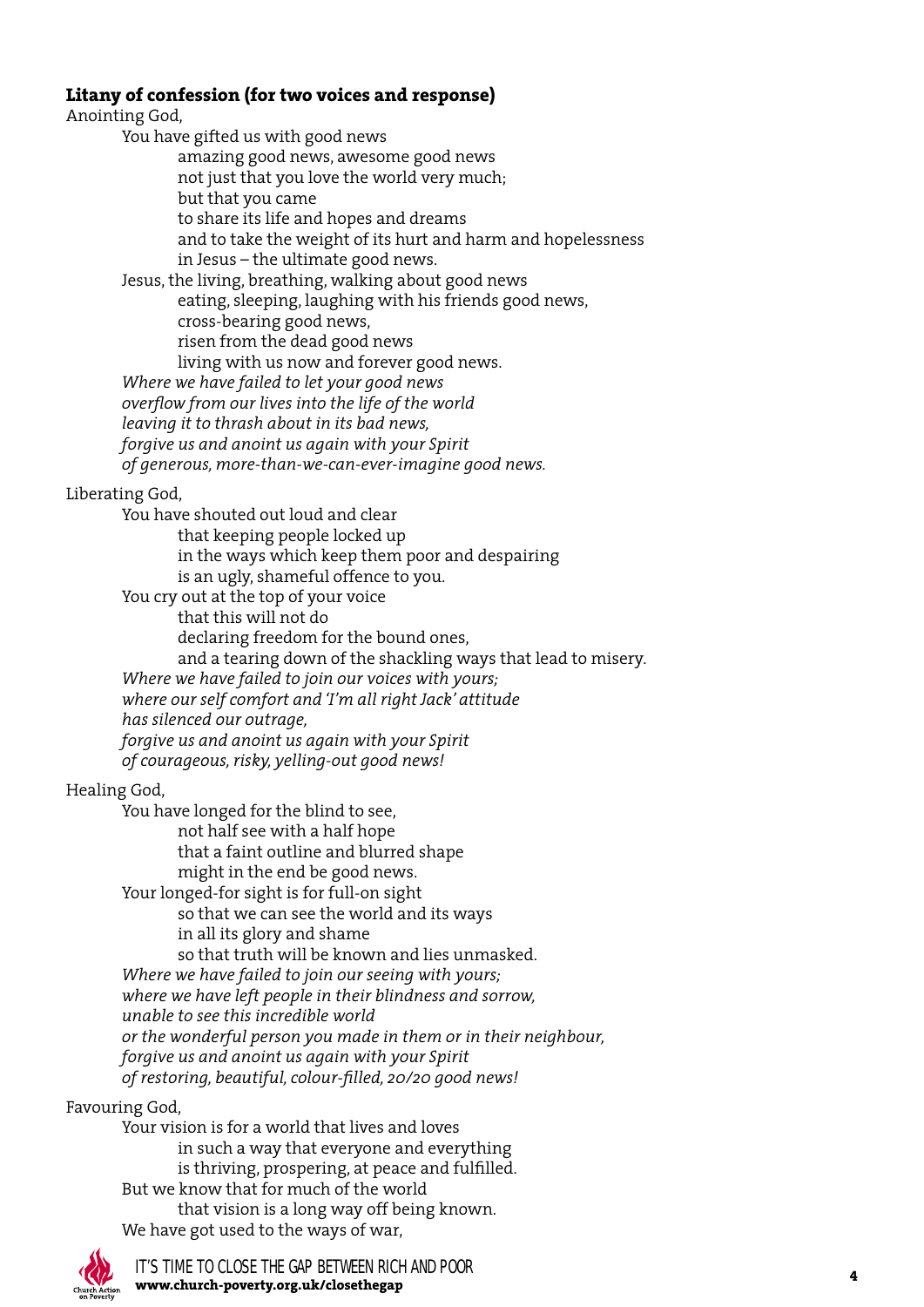**Litany of confession (for two voices and response)**

Anointing God,

You have gifted us with good news

amazing good news, awesome good news
not just that you love the world very much;
but that you came
to share its life and hopes and dreams
and to take the weight of its hurt and harm and hopelessness
in Jesus – the ultimate good news.

Jesus, the living, breathing, walking about good news

eating, sleeping, laughing with his friends good news,
cross-bearing good news,
risen from the dead good news
living with us now and forever good news.

*Where we have failed to let your good news*
*overflow from our lives into the life of the world*
*leaving it to thrash about in its bad news,*
*forgive us and anoint us again with your Spirit*
*of generous, more-than-we-can-ever-imagine good news.*

Liberating God,

You have shouted out loud and clear

that keeping people locked up
in the ways which keep them poor and despairing
is an ugly, shameful offence to you.

You cry out at the top of your voice

that this will not do
declaring freedom for the bound ones,
and a tearing down of the shackling ways that lead to misery.

*Where we have failed to join our voices with yours;*
*where our self comfort and 'I'm all right Jack' attitude*
*has silenced our outrage,*
*forgive us and anoint us again with your Spirit*
*of courageous, risky, yelling-out good news!*

Healing God,

You have longed for the blind to see,

not half see with a half hope
that a faint outline and blurred shape
might in the end be good news.

Your longed-for sight is for full-on sight

so that we can see the world and its ways
in all its glory and shame
so that truth will be known and lies unmasked.

*Where we have failed to join our seeing with yours;*
*where we have left people in their blindness and sorrow,*
*unable to see this incredible world*
*or the wonderful person you made in them or in their neighbour,*
*forgive us and anoint us again with your Spirit*
*of restoring, beautiful, colour-filled, 20/20 good news!*

Favouring God,

Your vision is for a world that lives and loves

in such a way that everyone and everything
is thriving, prospering, at peace and fulfilled.

But we know that for much of the world

that vision is a long way off being known.

We have got used to the ways of war,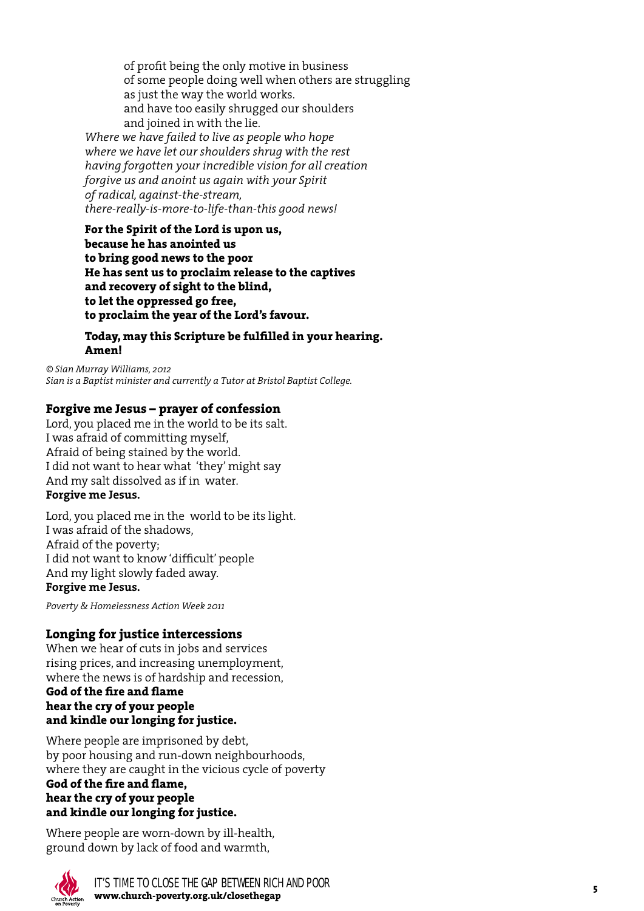of profit being the only motive in business
of some people doing well when others are struggling
as just the way the world works.
and have too easily shrugged our shoulders
and joined in with the lie.

*Where we have failed to live as people who hope*
*where we have let our shoulders shrug with the rest*
*having forgotten your incredible vision for all creation*
*forgive us and anoint us again with your Spirit*
*of radical, against-the-stream,*
*there-really-is-more-to-life-than-this good news!*

**For the Spirit of the Lord is upon us,**
**because he has anointed us**
**to bring good news to the poor**
**He has sent us to proclaim release to the captives**
**and recovery of sight to the blind,**
**to let the oppressed go free,**
**to proclaim the year of the Lord's favour.**

**Today, may this Scripture be fulfilled in your hearing.**
**Amen!**

*© Sian Murray Williams, 2012*
*Sian is a Baptist minister and currently a Tutor at Bristol Baptist College.*

### Forgive me Jesus – prayer of confession

Lord, you placed me in the world to be its salt.
I was afraid of committing myself,
Afraid of being stained by the world.
I did not want to hear what 'they' might say
And my salt dissolved as if in water.
**Forgive me Jesus.**

Lord, you placed me in the world to be its light.
I was afraid of the shadows,
Afraid of the poverty;
I did not want to know 'difficult' people
And my light slowly faded away.
**Forgive me Jesus.**

*Poverty & Homelessness Action Week 2011*

### Longing for justice intercessions

When we hear of cuts in jobs and services
rising prices, and increasing unemployment,
where the news is of hardship and recession,
**God of the fire and flame**
**hear the cry of your people**
**and kindle our longing for justice.**

Where people are imprisoned by debt,
by poor housing and run-down neighbourhoods,
where they are caught in the vicious cycle of poverty
**God of the fire and flame,**
**hear the cry of your people**
**and kindle our longing for justice.**

Where people are worn-down by ill-health,
ground down by lack of food and warmth,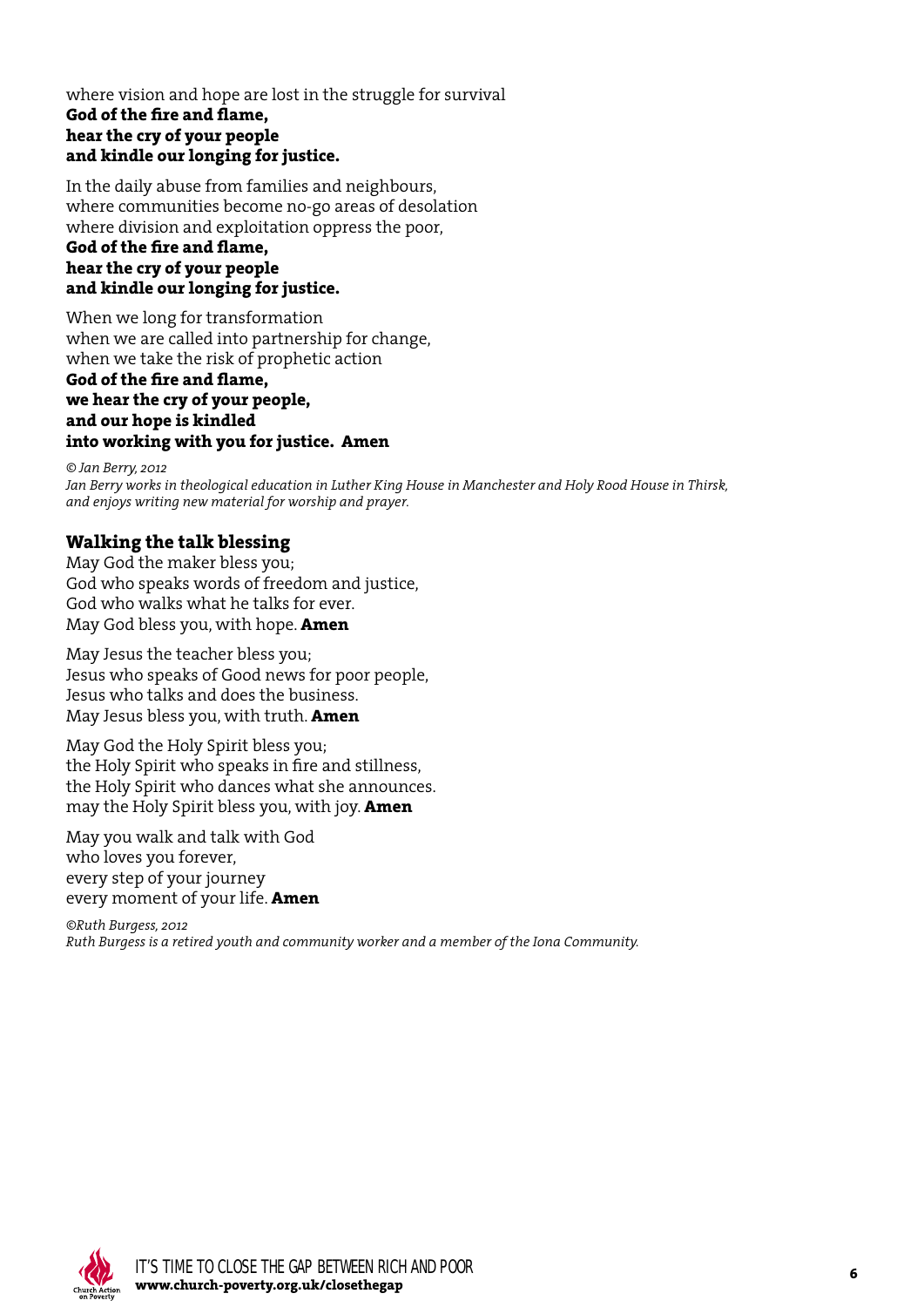where vision and hope are lost in the struggle for survival
**God of the fire and flame,**
**hear the cry of your people**
**and kindle our longing for justice.**

In the daily abuse from families and neighbours,
where communities become no-go areas of desolation
where division and exploitation oppress the poor,
**God of the fire and flame,**
**hear the cry of your people**
**and kindle our longing for justice.**

When we long for transformation
when we are called into partnership for change,
when we take the risk of prophetic action
**God of the fire and flame,**
**we hear the cry of your people,**
**and our hope is kindled**
**into working with you for justice. Amen**

*© Jan Berry, 2012*
*Jan Berry works in theological education in Luther King House in Manchester and Holy Rood House in Thirsk, and enjoys writing new material for worship and prayer.*

### Walking the talk blessing

May God the maker bless you;
God who speaks words of freedom and justice,
God who walks what he talks for ever.
May God bless you, with hope. **Amen**

May Jesus the teacher bless you;
Jesus who speaks of Good news for poor people,
Jesus who talks and does the business.
May Jesus bless you, with truth. **Amen**

May God the Holy Spirit bless you;
the Holy Spirit who speaks in fire and stillness,
the Holy Spirit who dances what she announces.
may the Holy Spirit bless you, with joy. **Amen**

May you walk and talk with God
who loves you forever,
every step of your journey
every moment of your life. **Amen**

*©Ruth Burgess, 2012*
*Ruth Burgess is a retired youth and community worker and a member of the Iona Community.*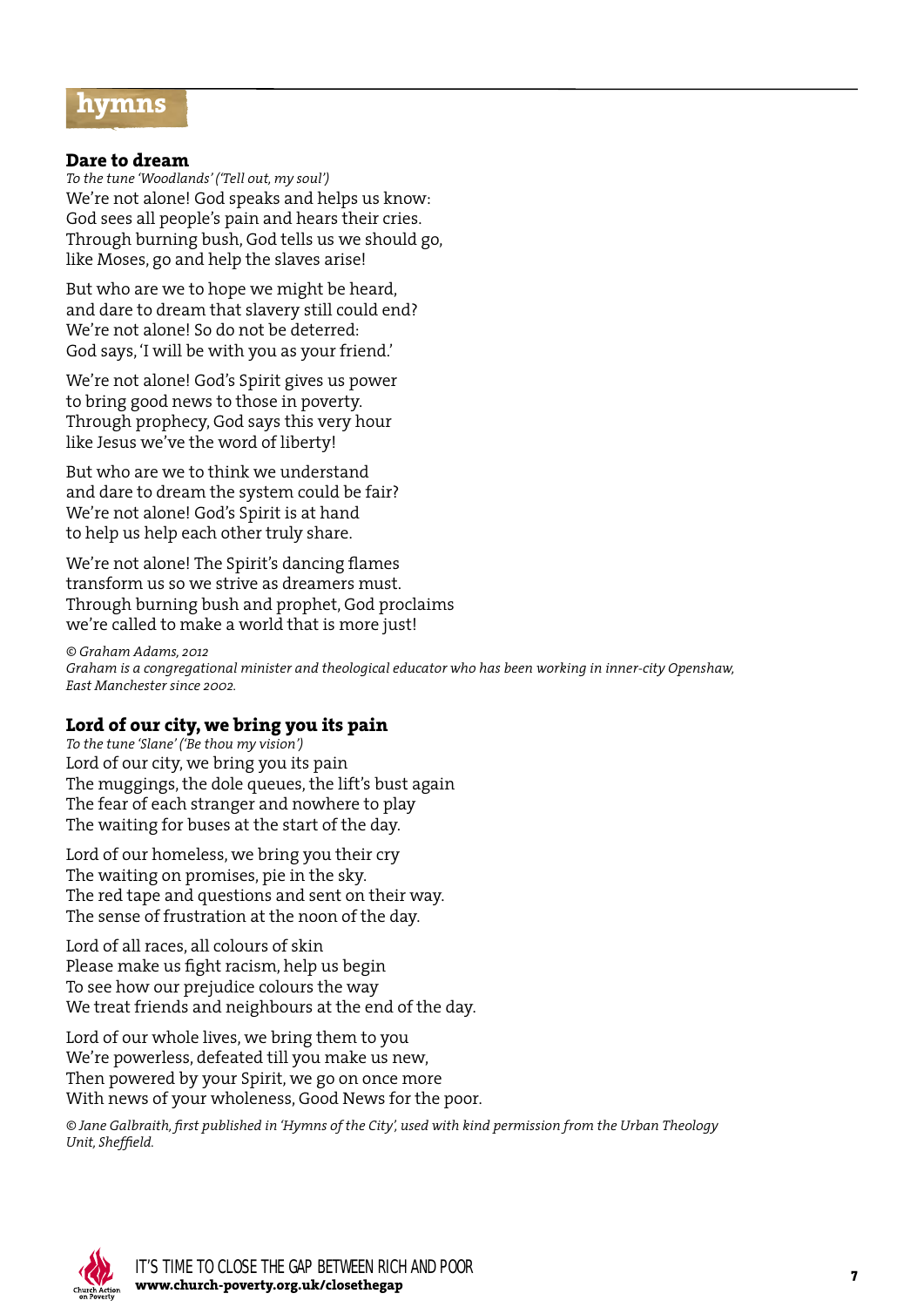# hymns

## Dare to dream

*To the tune 'Woodlands' ('Tell out, my soul')*

We're not alone! God speaks and helps us know:
God sees all people's pain and hears their cries.
Through burning bush, God tells us we should go,
like Moses, go and help the slaves arise!

But who are we to hope we might be heard,
and dare to dream that slavery still could end?
We're not alone! So do not be deterred:
God says, 'I will be with you as your friend.'

We're not alone! God's Spirit gives us power
to bring good news to those in poverty.
Through prophecy, God says this very hour
like Jesus we've the word of liberty!

But who are we to think we understand
and dare to dream the system could be fair?
We're not alone! God's Spirit is at hand
to help us help each other truly share.

We're not alone! The Spirit's dancing flames
transform us so we strive as dreamers must.
Through burning bush and prophet, God proclaims
we're called to make a world that is more just!

*© Graham Adams, 2012*
*Graham is a congregational minister and theological educator who has been working in inner-city Openshaw, East Manchester since 2002.*

## Lord of our city, we bring you its pain

*To the tune 'Slane' ('Be thou my vision')*

Lord of our city, we bring you its pain
The muggings, the dole queues, the lift's bust again
The fear of each stranger and nowhere to play
The waiting for buses at the start of the day.

Lord of our homeless, we bring you their cry
The waiting on promises, pie in the sky.
The red tape and questions and sent on their way.
The sense of frustration at the noon of the day.

Lord of all races, all colours of skin
Please make us fight racism, help us begin
To see how our prejudice colours the way
We treat friends and neighbours at the end of the day.

Lord of our whole lives, we bring them to you
We're powerless, defeated till you make us new,
Then powered by your Spirit, we go on once more
With news of your wholeness, Good News for the poor.

*© Jane Galbraith, first published in 'Hymns of the City', used with kind permission from the Urban Theology Unit, Sheffield.*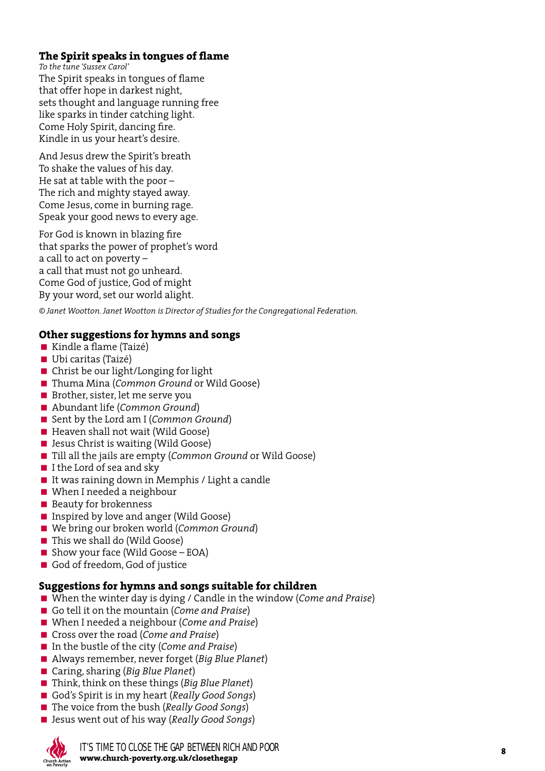### The Spirit speaks in tongues of flame

*To the tune 'Sussex Carol'*

The Spirit speaks in tongues of flame
that offer hope in darkest night,
sets thought and language running free
like sparks in tinder catching light.
Come Holy Spirit, dancing fire.
Kindle in us your heart's desire.

And Jesus drew the Spirit's breath
To shake the values of his day.
He sat at table with the poor –
The rich and mighty stayed away.
Come Jesus, come in burning rage.
Speak your good news to every age.

For God is known in blazing fire
that sparks the power of prophet's word
a call to act on poverty –
a call that must not go unheard.
Come God of justice, God of might
By your word, set our world alight.

*© Janet Wootton. Janet Wootton is Director of Studies for the Congregational Federation.*

### Other suggestions for hymns and songs

- Kindle a flame (Taizé)
- Ubi caritas (Taizé)
- Christ be our light/Longing for light
- Thuma Mina (*Common Ground* or Wild Goose)
- Brother, sister, let me serve you
- Abundant life (*Common Ground*)
- Sent by the Lord am I (*Common Ground*)
- Heaven shall not wait (Wild Goose)
- Jesus Christ is waiting (Wild Goose)
- Till all the jails are empty (*Common Ground* or Wild Goose)
- I the Lord of sea and sky
- It was raining down in Memphis / Light a candle
- When I needed a neighbour
- Beauty for brokenness
- Inspired by love and anger (Wild Goose)
- We bring our broken world (*Common Ground*)
- This we shall do (Wild Goose)
- Show your face (Wild Goose – EOA)
- God of freedom, God of justice

### Suggestions for hymns and songs suitable for children

- When the winter day is dying / Candle in the window (*Come and Praise*)
- Go tell it on the mountain (*Come and Praise*)
- When I needed a neighbour (*Come and Praise*)
- Cross over the road (*Come and Praise*)
- In the bustle of the city (*Come and Praise*)
- Always remember, never forget (*Big Blue Planet*)
- Caring, sharing (*Big Blue Planet*)
- Think, think on these things (*Big Blue Planet*)
- God's Spirit is in my heart (*Really Good Songs*)
- The voice from the bush (*Really Good Songs*)
- Jesus went out of his way (*Really Good Songs*)